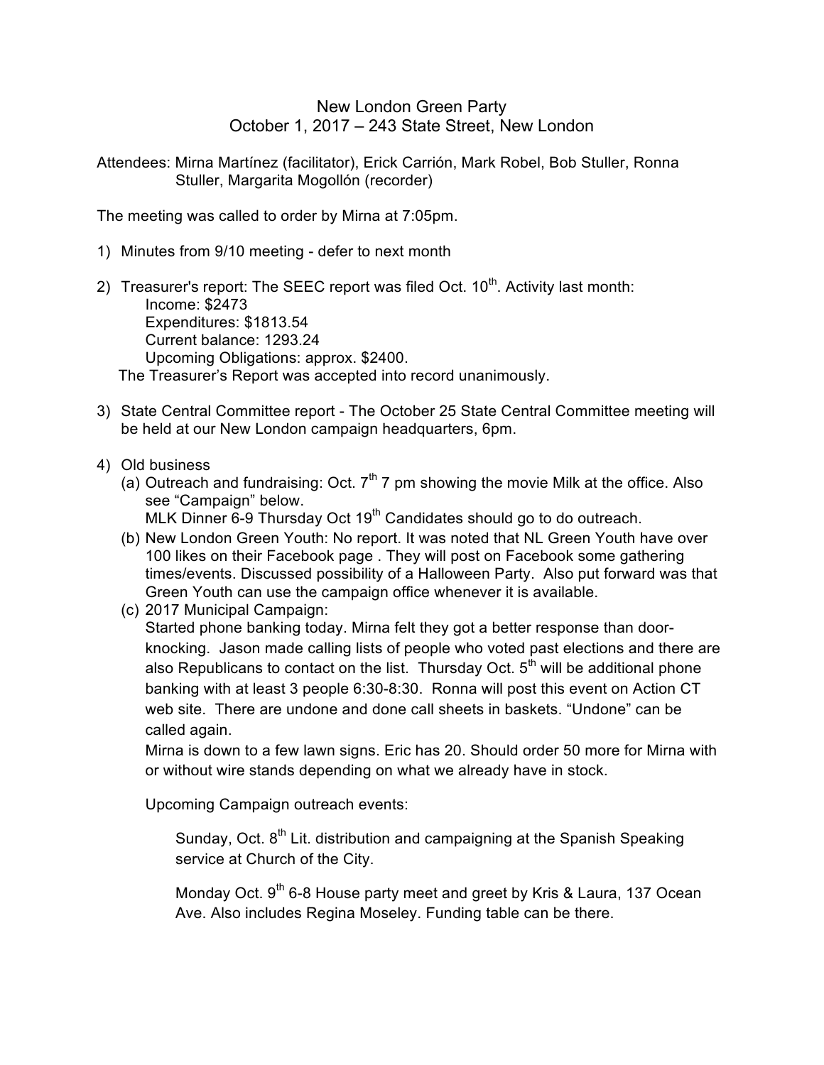# New London Green Party
## October 1, 2017 – 243 State Street, New London

Attendees: Mirna Martínez (facilitator), Erick Carrión, Mark Robel, Bob Stuller, Ronna Stuller, Margarita Mogollón (recorder)

The meeting was called to order by Mirna at 7:05pm.

1) Minutes from 9/10 meeting - defer to next month

2) Treasurer's report: The SEEC report was filed Oct. 10th. Activity last month:
   - Income: $2473
   - Expenditures: $1813.54
   - Current balance: 1293.24
   - Upcoming Obligations: approx. $2400.

   The Treasurer's Report was accepted into record unanimously.

3) State Central Committee report - The October 25 State Central Committee meeting will be held at our New London campaign headquarters, 6pm.

4) Old business
   (a) Outreach and fundraising: Oct. 7th 7 pm showing the movie Milk at the office. Also see "Campaign" below.
   MLK Dinner 6-9 Thursday Oct 19th Candidates should go to do outreach.
   (b) New London Green Youth: No report. It was noted that NL Green Youth have over 100 likes on their Facebook page . They will post on Facebook some gathering times/events. Discussed possibility of a Halloween Party. Also put forward was that Green Youth can use the campaign office whenever it is available.
   (c) 2017 Municipal Campaign:
   Started phone banking today. Mirna felt they got a better response than door-knocking. Jason made calling lists of people who voted past elections and there are also Republicans to contact on the list. Thursday Oct. 5th will be additional phone banking with at least 3 people 6:30-8:30. Ronna will post this event on Action CT web site. There are undone and done call sheets in baskets. "Undone" can be called again.
   Mirna is down to a few lawn signs. Eric has 20. Should order 50 more for Mirna with or without wire stands depending on what we already have in stock.

   Upcoming Campaign outreach events:

   Sunday, Oct. 8th Lit. distribution and campaigning at the Spanish Speaking service at Church of the City.

   Monday Oct. 9th 6-8 House party meet and greet by Kris & Laura, 137 Ocean Ave. Also includes Regina Moseley. Funding table can be there.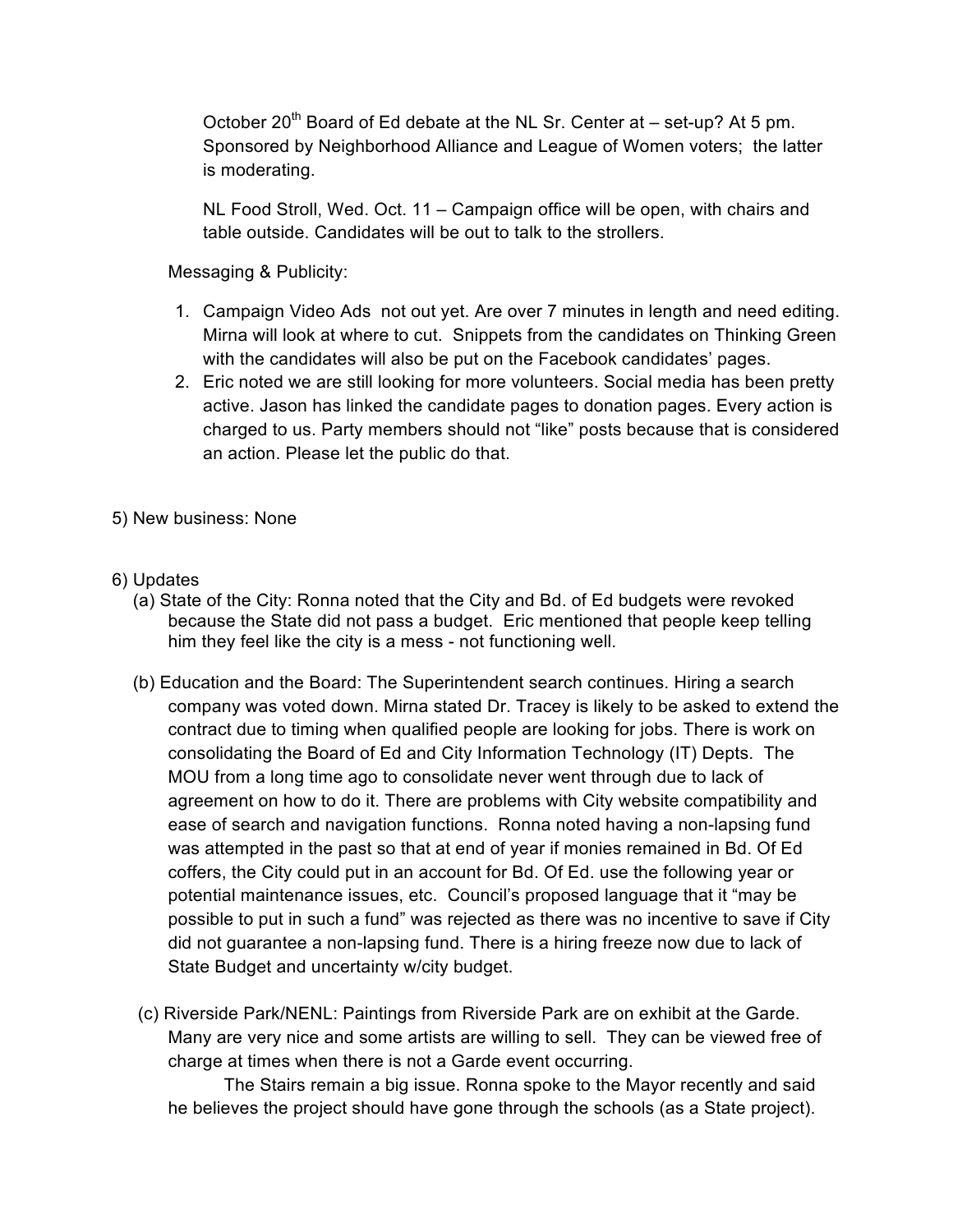October 20th Board of Ed debate at the NL Sr. Center at – set-up? At 5 pm. Sponsored by Neighborhood Alliance and League of Women voters; the latter is moderating.

NL Food Stroll, Wed. Oct. 11 – Campaign office will be open, with chairs and table outside. Candidates will be out to talk to the strollers.

Messaging & Publicity:

1. Campaign Video Ads not out yet. Are over 7 minutes in length and need editing. Mirna will look at where to cut. Snippets from the candidates on Thinking Green with the candidates will also be put on the Facebook candidates' pages.
2. Eric noted we are still looking for more volunteers. Social media has been pretty active. Jason has linked the candidate pages to donation pages. Every action is charged to us. Party members should not "like" posts because that is considered an action. Please let the public do that.

5) New business: None

6) Updates

(a) State of the City: Ronna noted that the City and Bd. of Ed budgets were revoked because the State did not pass a budget. Eric mentioned that people keep telling him they feel like the city is a mess - not functioning well.

(b) Education and the Board: The Superintendent search continues. Hiring a search company was voted down. Mirna stated Dr. Tracey is likely to be asked to extend the contract due to timing when qualified people are looking for jobs. There is work on consolidating the Board of Ed and City Information Technology (IT) Depts. The MOU from a long time ago to consolidate never went through due to lack of agreement on how to do it. There are problems with City website compatibility and ease of search and navigation functions. Ronna noted having a non-lapsing fund was attempted in the past so that at end of year if monies remained in Bd. Of Ed coffers, the City could put in an account for Bd. Of Ed. use the following year or potential maintenance issues, etc. Council's proposed language that it "may be possible to put in such a fund" was rejected as there was no incentive to save if City did not guarantee a non-lapsing fund. There is a hiring freeze now due to lack of State Budget and uncertainty w/city budget.

(c) Riverside Park/NENL: Paintings from Riverside Park are on exhibit at the Garde. Many are very nice and some artists are willing to sell. They can be viewed free of charge at times when there is not a Garde event occurring.

The Stairs remain a big issue. Ronna spoke to the Mayor recently and said he believes the project should have gone through the schools (as a State project).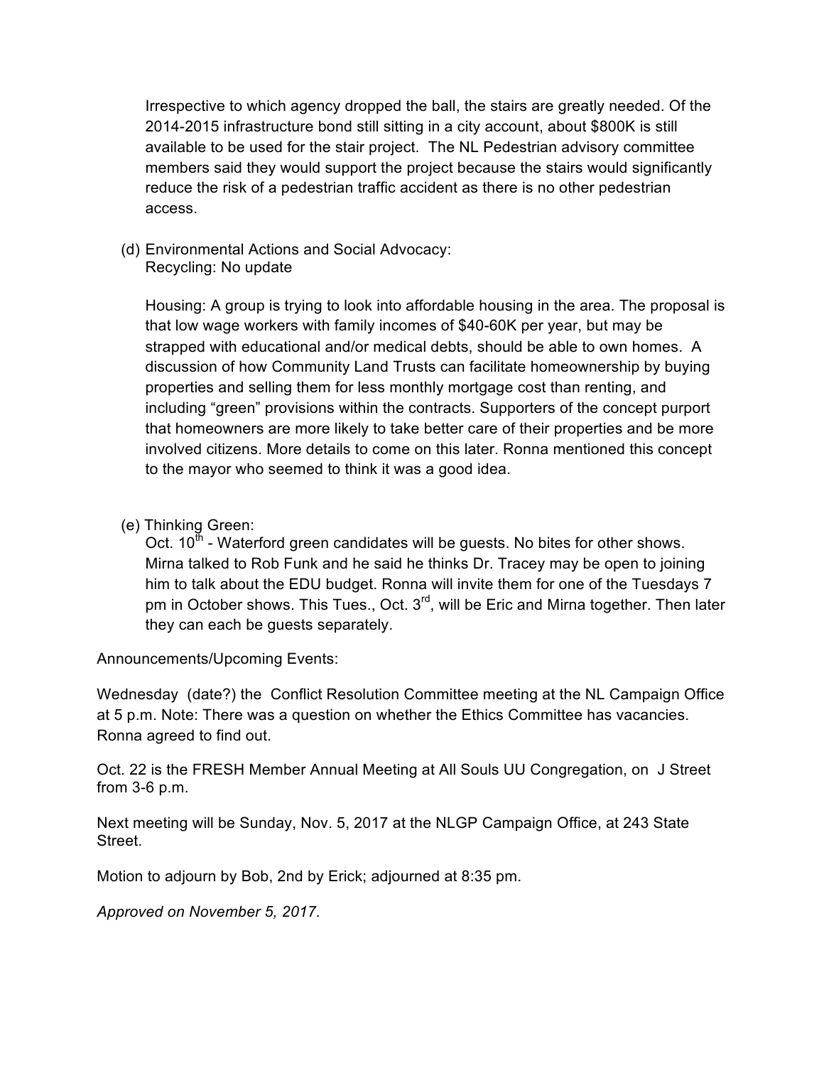Irrespective to which agency dropped the ball, the stairs are greatly needed. Of the 2014-2015 infrastructure bond still sitting in a city account, about $800K is still available to be used for the stair project. The NL Pedestrian advisory committee members said they would support the project because the stairs would significantly reduce the risk of a pedestrian traffic accident as there is no other pedestrian access.

(d) Environmental Actions and Social Advocacy:
Recycling: No update

Housing: A group is trying to look into affordable housing in the area. The proposal is that low wage workers with family incomes of $40-60K per year, but may be strapped with educational and/or medical debts, should be able to own homes. A discussion of how Community Land Trusts can facilitate homeownership by buying properties and selling them for less monthly mortgage cost than renting, and including "green" provisions within the contracts. Supporters of the concept purport that homeowners are more likely to take better care of their properties and be more involved citizens. More details to come on this later. Ronna mentioned this concept to the mayor who seemed to think it was a good idea.

(e) Thinking Green:
Oct. 10th - Waterford green candidates will be guests. No bites for other shows. Mirna talked to Rob Funk and he said he thinks Dr. Tracey may be open to joining him to talk about the EDU budget. Ronna will invite them for one of the Tuesdays 7 pm in October shows. This Tues., Oct. 3rd, will be Eric and Mirna together. Then later they can each be guests separately.

Announcements/Upcoming Events:

Wednesday (date?) the Conflict Resolution Committee meeting at the NL Campaign Office at 5 p.m. Note: There was a question on whether the Ethics Committee has vacancies. Ronna agreed to find out.

Oct. 22 is the FRESH Member Annual Meeting at All Souls UU Congregation, on J Street from 3-6 p.m.

Next meeting will be Sunday, Nov. 5, 2017 at the NLGP Campaign Office, at 243 State Street.

Motion to adjourn by Bob, 2nd by Erick; adjourned at 8:35 pm.

*Approved on November 5, 2017.*